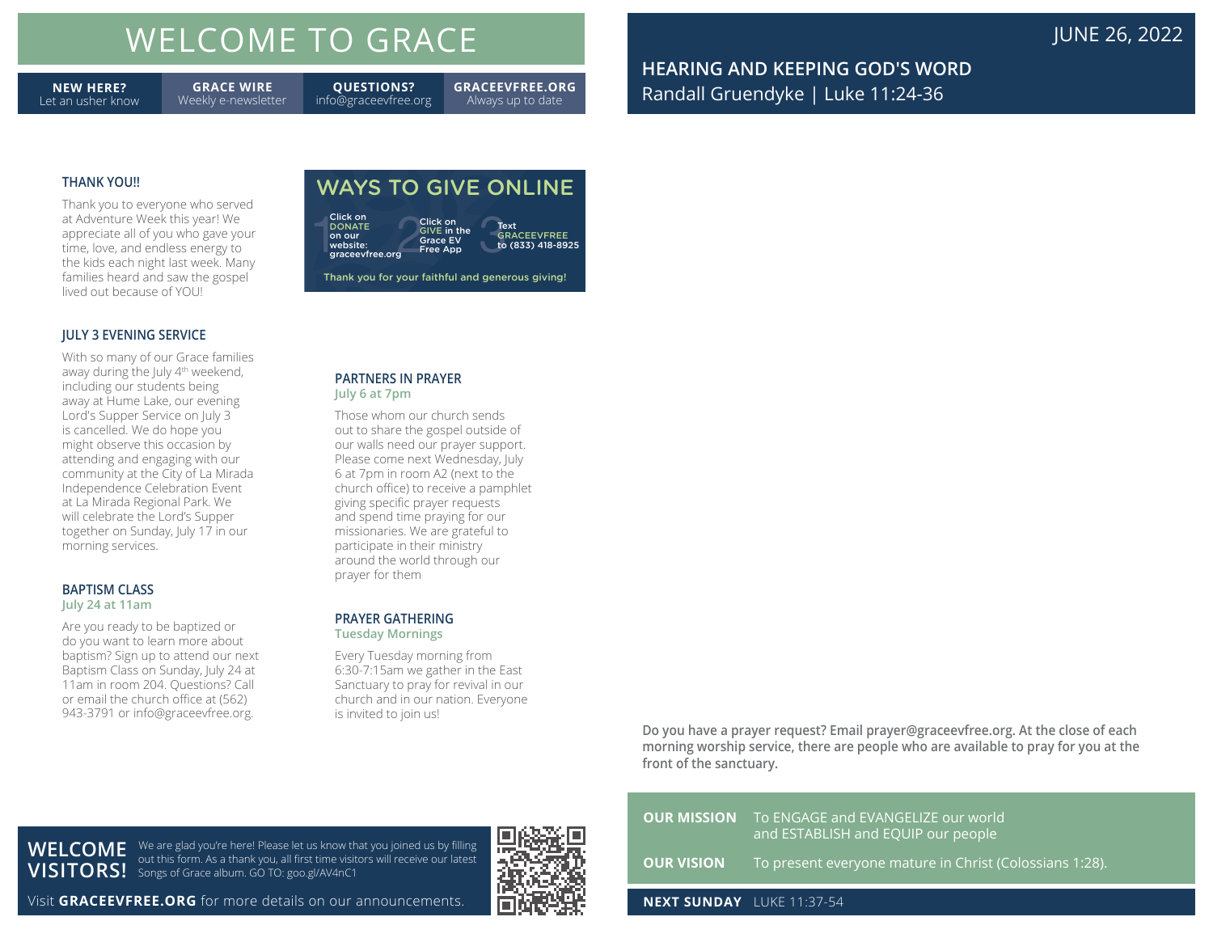# WELCOME TO GRACE

**NEW HERE?** Let an usher know | **GRACE WIRE** Weekly e-newsletter | **QUESTIONS?** info@graceevfree.org | **GRACEEVFREE.ORG** Always up to date

### THANK YOU!!

Thank you to everyone who served at Adventure Week this year! We appreciate all of you who gave your time, love, and endless energy to the kids each night last week. Many families heard and saw the gospel lived out because of YOU!

### JULY 3 EVENING SERVICE

With so many of our Grace families away during the July 4th weekend, including our students being away at Hume Lake, our evening Lord's Supper Service on July 3 is cancelled. We do hope you might observe this occasion by attending and engaging with our community at the City of La Mirada Independence Celebration Event at La Mirada Regional Park. We will celebrate the Lord's Supper together on Sunday, July 17 in our morning services.

### BAPTISM CLASS

**July 24 at 11am**

Are you ready to be baptized or do you want to learn more about baptism? Sign up to attend our next Baptism Class on Sunday, July 24 at 11am in room 204. Questions? Call or email the church office at (562) 943-3791 or info@graceevfree.org.

## WAYS TO GIVE ONLINE

1. Click on DONATE on our website: graceevfree.org
2. Click on GIVE in the Grace EV Free App
3. Text GRACEEVFREE to (833) 418-8925

Thank you for your faithful and generous giving!

### PARTNERS IN PRAYER

**July 6 at 7pm**

Those whom our church sends out to share the gospel outside of our walls need our prayer support. Please come next Wednesday, July 6 at 7pm in room A2 (next to the church office) to receive a pamphlet giving specific prayer requests and spend time praying for our missionaries. We are grateful to participate in their ministry around the world through our prayer for them

### PRAYER GATHERING

**Tuesday Mornings**

Every Tuesday morning from 6:30-7:15am we gather in the East Sanctuary to pray for revival in our church and in our nation. Everyone is invited to join us!

## WELCOME VISITORS!

We are glad you're here! Please let us know that you joined us by filling out this form. As a thank you, all first time visitors will receive our latest Songs of Grace album. GO TO: goo.gl/AV4nC1

Visit **GRACEEVFREE.ORG** for more details on our announcements.

JUNE 26, 2022

## HEARING AND KEEPING GOD'S WORD

Randall Gruendyke | Luke 11:24-36

**Do you have a prayer request? Email prayer@graceevfree.org. At the close of each morning worship service, there are people who are available to pray for you at the front of the sanctuary.**

**OUR MISSION** To ENGAGE and EVANGELIZE our world and ESTABLISH and EQUIP our people

**OUR VISION** To present everyone mature in Christ (Colossians 1:28).

**NEXT SUNDAY** LUKE 11:37-54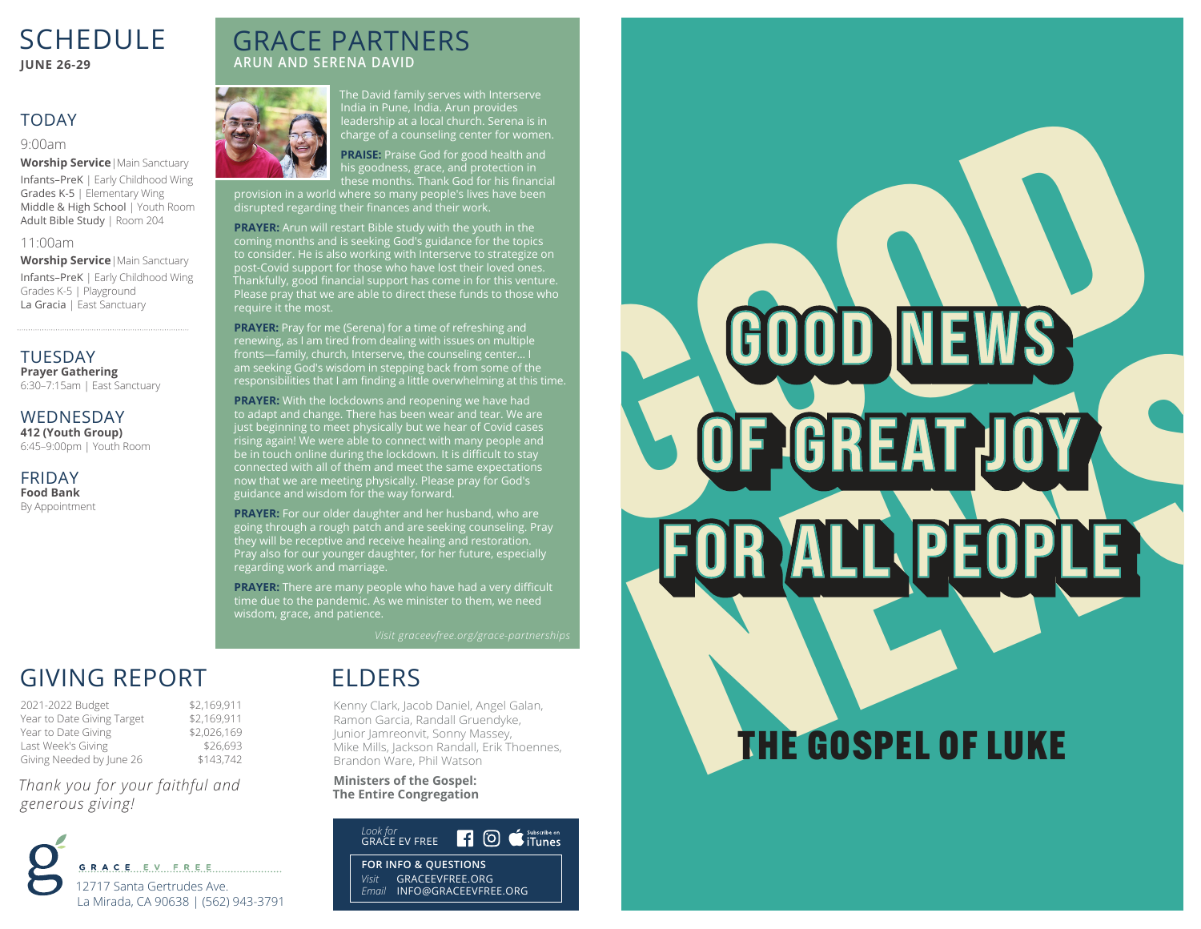# SCHEDULE

**JUNE 26-29**

## TODAY

9:00am

**Worship Service** | Main Sanctuary

Infants–PreK | Early Childhood Wing
Grades K-5 | Elementary Wing
Middle & High School | Youth Room
Adult Bible Study | Room 204

11:00am

**Worship Service** | Main Sanctuary

Infants–PreK | Early Childhood Wing
Grades K-5 | Playground
La Gracia | East Sanctuary

## TUESDAY

**Prayer Gathering**
6:30–7:15am | East Sanctuary

## WEDNESDAY

**412 (Youth Group)**
6:45–9:00pm | Youth Room

## FRIDAY

**Food Bank**
By Appointment

# GRACE PARTNERS

**ARUN AND SERENA DAVID**

The David family serves with Interserve India in Pune, India. Arun provides leadership at a local church. Serena is in charge of a counseling center for women.

**PRAISE:** Praise God for good health and his goodness, grace, and protection in these months. Thank God for his financial provision in a world where so many people's lives have been disrupted regarding their finances and their work.

**PRAYER:** Arun will restart Bible study with the youth in the coming months and is seeking God's guidance for the topics to consider. He is also working with Interserve to strategize on post-Covid support for those who have lost their loved ones. Thankfully, good financial support has come in for this venture. Please pray that we are able to direct these funds to those who require it the most.

**PRAYER:** Pray for me (Serena) for a time of refreshing and renewing, as I am tired from dealing with issues on multiple fronts—family, church, Interserve, the counseling center... I am seeking God's wisdom in stepping back from some of the responsibilities that I am finding a little overwhelming at this time.

**PRAYER:** With the lockdowns and reopening we have had to adapt and change. There has been wear and tear. We are just beginning to meet physically but we hear of Covid cases rising again! We were able to connect with many people and be in touch online during the lockdown. It is difficult to stay connected with all of them and meet the same expectations now that we are meeting physically. Please pray for God's guidance and wisdom for the way forward.

**PRAYER:** For our older daughter and her husband, who are going through a rough patch and are seeking counseling. Pray they will be receptive and receive healing and restoration. Pray also for our younger daughter, for her future, especially regarding work and marriage.

**PRAYER:** There are many people who have had a very difficult time due to the pandemic. As we minister to them, we need wisdom, grace, and patience.

*Visit graceevfree.org/grace-partnerships*

# GIVING REPORT

| | |
|---|---|
| 2021-2022 Budget | $2,169,911 |
| Year to Date Giving Target | $2,169,911 |
| Year to Date Giving | $2,026,169 |
| Last Week's Giving | $26,693 |
| Giving Needed by June 26 | $143,742 |

*Thank you for your faithful and generous giving!*

GRACE EV FREE
12717 Santa Gertrudes Ave.
La Mirada, CA 90638 | (562) 943-3791

# ELDERS

Kenny Clark, Jacob Daniel, Angel Galan, Ramon Garcia, Randall Gruendyke, Junior Jamreonvit, Sonny Massey, Mike Mills, Jackson Randall, Erik Thoennes, Brandon Ware, Phil Watson

**Ministers of the Gospel:**
**The Entire Congregation**

*Look for* GRACE EV FREE

Subscribe on iTunes

**FOR INFO & QUESTIONS**
*Visit* GRACEEVFREE.ORG
*Email* INFO@GRACEEVFREE.ORG

# GOOD NEWS OF GREAT JOY FOR ALL PEOPLE

## THE GOSPEL OF LUKE